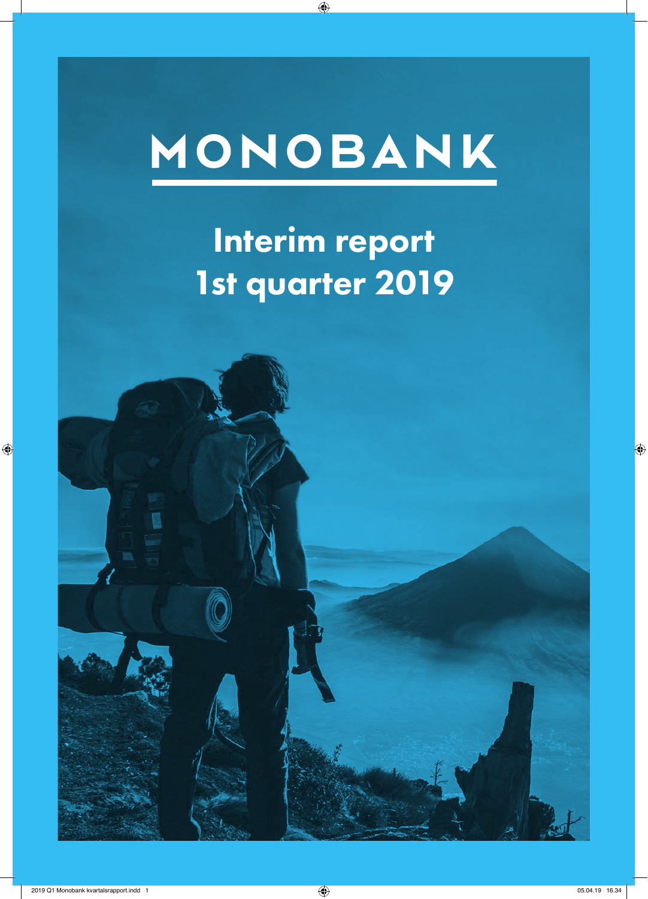# MONOBANK

## Interim report 1st quarter 2019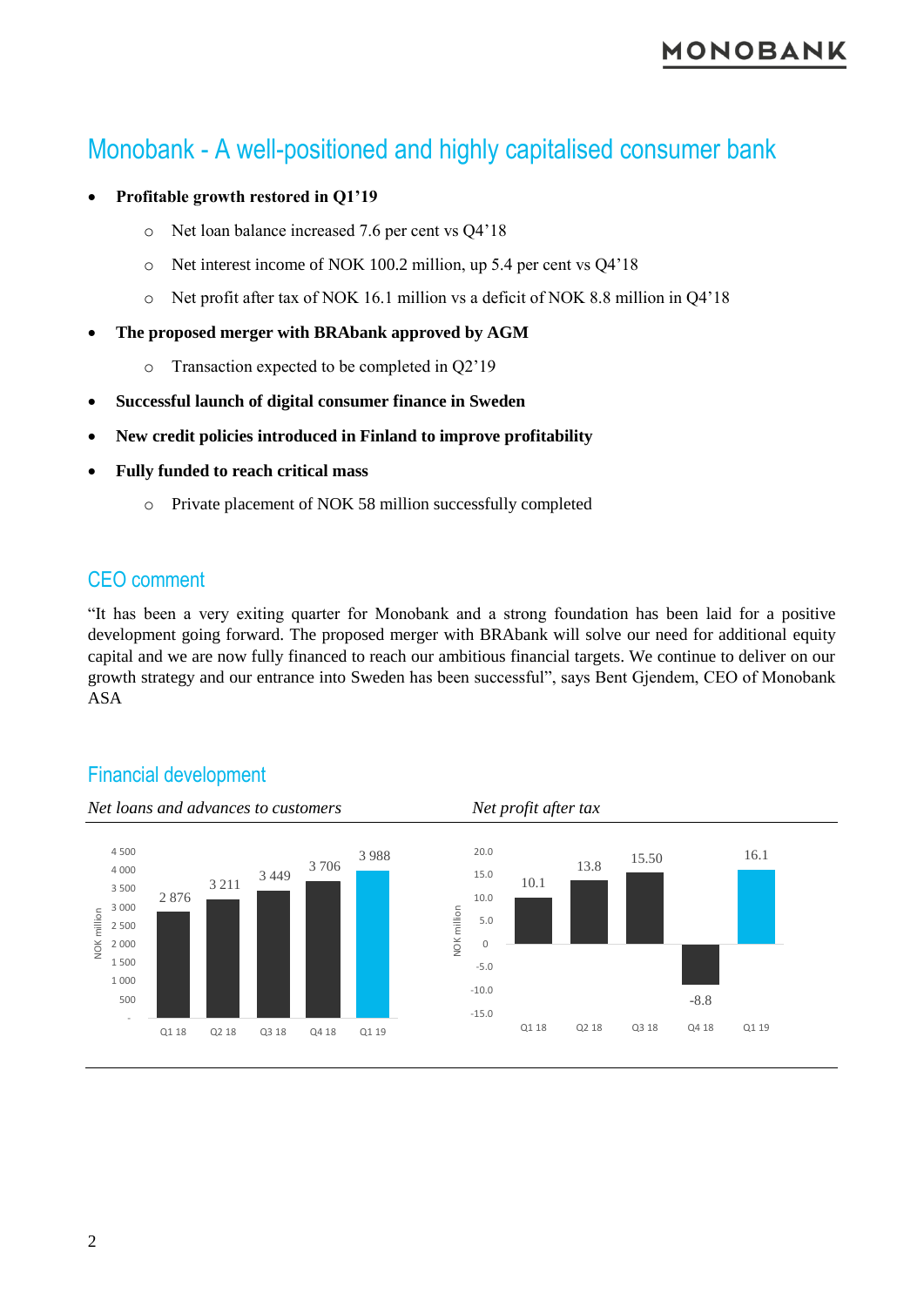# Monobank - A well-positioned and highly capitalised consumer bank

- **Profitable growth restored in Q1'19**
  - Net loan balance increased 7.6 per cent vs Q4'18
  - Net interest income of NOK 100.2 million, up 5.4 per cent vs Q4'18
  - Net profit after tax of NOK 16.1 million vs a deficit of NOK 8.8 million in Q4'18
- **The proposed merger with BRAbank approved by AGM**
  - Transaction expected to be completed in Q2'19
- **Successful launch of digital consumer finance in Sweden**
- **New credit policies introduced in Finland to improve profitability**
- **Fully funded to reach critical mass**
  - Private placement of NOK 58 million successfully completed

## CEO comment

"It has been a very exiting quarter for Monobank and a strong foundation has been laid for a positive development going forward. The proposed merger with BRAbank will solve our need for additional equity capital and we are now fully financed to reach our ambitious financial targets. We continue to deliver on our growth strategy and our entrance into Sweden has been successful", says Bent Gjendem, CEO of Monobank ASA

## Financial development

*Net loans and advances to customers*

| NOK million | Q1 18 | Q2 18 | Q3 18 | Q4 18 | Q1 19 |
|---|---|---|---|---|---|
| Net loans and advances to customers | 2 876 | 3 211 | 3 449 | 3 706 | 3 988 |

*Net profit after tax*

| NOK million | Q1 18 | Q2 18 | Q3 18 | Q4 18 | Q1 19 |
|---|---|---|---|---|---|
| Net profit after tax | 10.1 | 13.8 | 15.50 | -8.8 | 16.1 |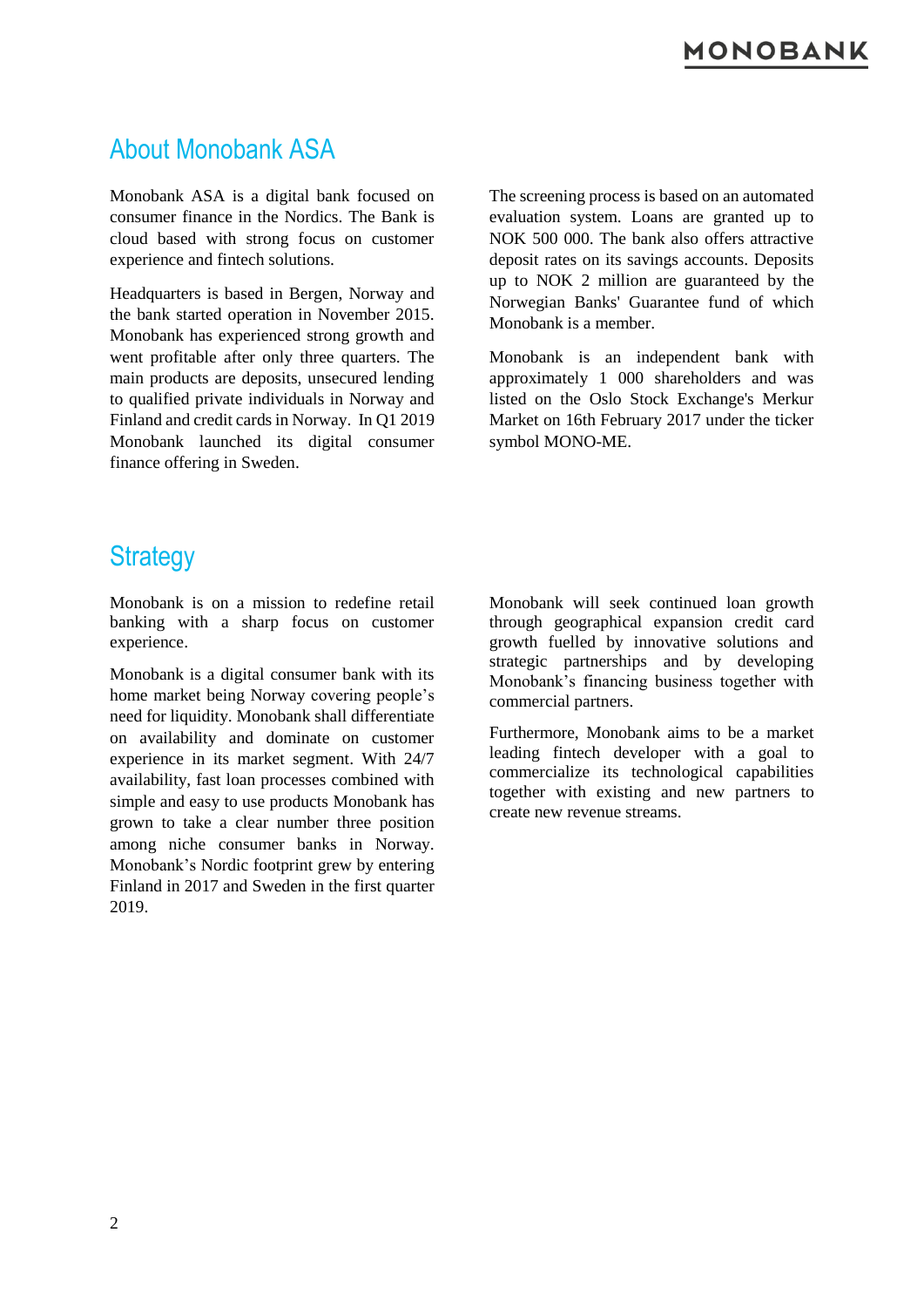## About Monobank ASA

Monobank ASA is a digital bank focused on consumer finance in the Nordics. The Bank is cloud based with strong focus on customer experience and fintech solutions.

Headquarters is based in Bergen, Norway and the bank started operation in November 2015. Monobank has experienced strong growth and went profitable after only three quarters. The main products are deposits, unsecured lending to qualified private individuals in Norway and Finland and credit cards in Norway. In Q1 2019 Monobank launched its digital consumer finance offering in Sweden.

The screening process is based on an automated evaluation system. Loans are granted up to NOK 500 000. The bank also offers attractive deposit rates on its savings accounts. Deposits up to NOK 2 million are guaranteed by the Norwegian Banks' Guarantee fund of which Monobank is a member.

Monobank is an independent bank with approximately 1 000 shareholders and was listed on the Oslo Stock Exchange's Merkur Market on 16th February 2017 under the ticker symbol MONO-ME.

## Strategy

Monobank is on a mission to redefine retail banking with a sharp focus on customer experience.

Monobank is a digital consumer bank with its home market being Norway covering people's need for liquidity. Monobank shall differentiate on availability and dominate on customer experience in its market segment. With 24/7 availability, fast loan processes combined with simple and easy to use products Monobank has grown to take a clear number three position among niche consumer banks in Norway. Monobank's Nordic footprint grew by entering Finland in 2017 and Sweden in the first quarter 2019.

Monobank will seek continued loan growth through geographical expansion credit card growth fuelled by innovative solutions and strategic partnerships and by developing Monobank's financing business together with commercial partners.

Furthermore, Monobank aims to be a market leading fintech developer with a goal to commercialize its technological capabilities together with existing and new partners to create new revenue streams.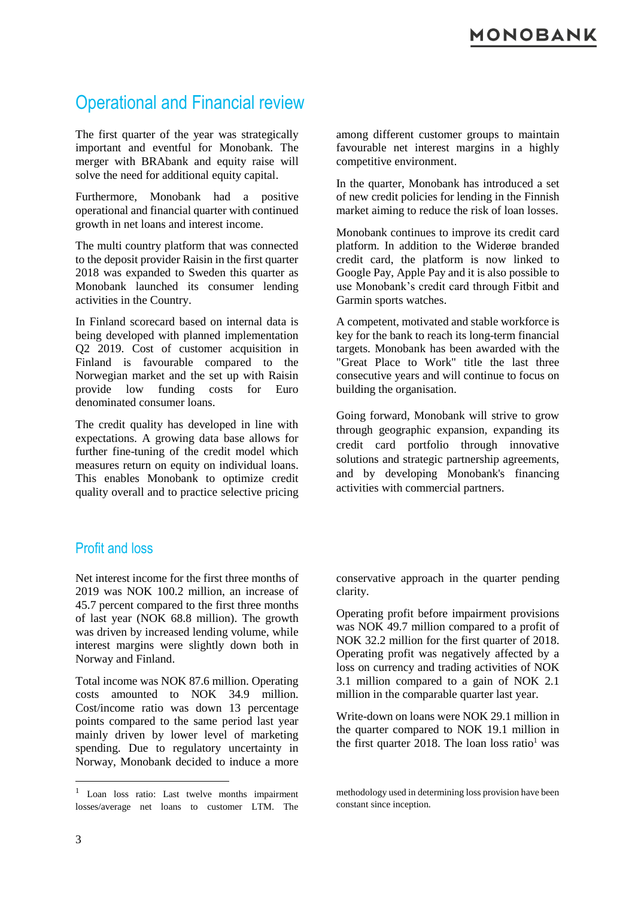## Operational and Financial review

The first quarter of the year was strategically important and eventful for Monobank. The merger with BRAbank and equity raise will solve the need for additional equity capital.

Furthermore, Monobank had a positive operational and financial quarter with continued growth in net loans and interest income.

The multi country platform that was connected to the deposit provider Raisin in the first quarter 2018 was expanded to Sweden this quarter as Monobank launched its consumer lending activities in the Country.

In Finland scorecard based on internal data is being developed with planned implementation Q2 2019. Cost of customer acquisition in Finland is favourable compared to the Norwegian market and the set up with Raisin provide low funding costs for Euro denominated consumer loans.

The credit quality has developed in line with expectations. A growing data base allows for further fine-tuning of the credit model which measures return on equity on individual loans. This enables Monobank to optimize credit quality overall and to practice selective pricing among different customer groups to maintain favourable net interest margins in a highly competitive environment.

In the quarter, Monobank has introduced a set of new credit policies for lending in the Finnish market aiming to reduce the risk of loan losses.

Monobank continues to improve its credit card platform. In addition to the Widerøe branded credit card, the platform is now linked to Google Pay, Apple Pay and it is also possible to use Monobank's credit card through Fitbit and Garmin sports watches.

A competent, motivated and stable workforce is key for the bank to reach its long-term financial targets. Monobank has been awarded with the "Great Place to Work" title the last three consecutive years and will continue to focus on building the organisation.

Going forward, Monobank will strive to grow through geographic expansion, expanding its credit card portfolio through innovative solutions and strategic partnership agreements, and by developing Monobank's financing activities with commercial partners.

## Profit and loss

Net interest income for the first three months of 2019 was NOK 100.2 million, an increase of 45.7 percent compared to the first three months of last year (NOK 68.8 million). The growth was driven by increased lending volume, while interest margins were slightly down both in Norway and Finland.

Total income was NOK 87.6 million. Operating costs amounted to NOK 34.9 million. Cost/income ratio was down 13 percentage points compared to the same period last year mainly driven by lower level of marketing spending. Due to regulatory uncertainty in Norway, Monobank decided to induce a more conservative approach in the quarter pending clarity.

Operating profit before impairment provisions was NOK 49.7 million compared to a profit of NOK 32.2 million for the first quarter of 2018. Operating profit was negatively affected by a loss on currency and trading activities of NOK 3.1 million compared to a gain of NOK 2.1 million in the comparable quarter last year.

Write-down on loans were NOK 29.1 million in the quarter compared to NOK 19.1 million in the first quarter 2018. The loan loss ratio[1] was

[1] Loan loss ratio: Last twelve months impairment losses/average net loans to customer LTM. The methodology used in determining loss provision have been constant since inception.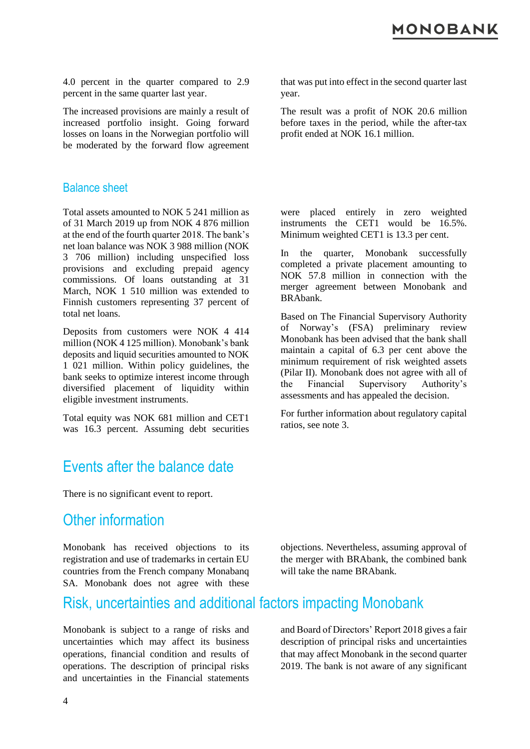4.0 percent in the quarter compared to 2.9 percent in the same quarter last year.

The increased provisions are mainly a result of increased portfolio insight. Going forward losses on loans in the Norwegian portfolio will be moderated by the forward flow agreement that was put into effect in the second quarter last year.

The result was a profit of NOK 20.6 million before taxes in the period, while the after-tax profit ended at NOK 16.1 million.

## Balance sheet

Total assets amounted to NOK 5 241 million as of 31 March 2019 up from NOK 4 876 million at the end of the fourth quarter 2018. The bank's net loan balance was NOK 3 988 million (NOK 3 706 million) including unspecified loss provisions and excluding prepaid agency commissions. Of loans outstanding at 31 March, NOK 1 510 million was extended to Finnish customers representing 37 percent of total net loans.

Deposits from customers were NOK 4 414 million (NOK 4 125 million). Monobank's bank deposits and liquid securities amounted to NOK 1 021 million. Within policy guidelines, the bank seeks to optimize interest income through diversified placement of liquidity within eligible investment instruments.

Total equity was NOK 681 million and CET1 was 16.3 percent. Assuming debt securities were placed entirely in zero weighted instruments the CET1 would be 16.5%. Minimum weighted CET1 is 13.3 per cent.

In the quarter, Monobank successfully completed a private placement amounting to NOK 57.8 million in connection with the merger agreement between Monobank and BRAbank.

Based on The Financial Supervisory Authority of Norway's (FSA) preliminary review Monobank has been advised that the bank shall maintain a capital of 6.3 per cent above the minimum requirement of risk weighted assets (Pilar II). Monobank does not agree with all of the Financial Supervisory Authority's assessments and has appealed the decision.

For further information about regulatory capital ratios, see note 3.

# Events after the balance date

There is no significant event to report.

# Other information

Monobank has received objections to its registration and use of trademarks in certain EU countries from the French company Monabanq SA. Monobank does not agree with these objections. Nevertheless, assuming approval of the merger with BRAbank, the combined bank will take the name BRAbank.

# Risk, uncertainties and additional factors impacting Monobank

Monobank is subject to a range of risks and uncertainties which may affect its business operations, financial condition and results of operations. The description of principal risks and uncertainties in the Financial statements and Board of Directors' Report 2018 gives a fair description of principal risks and uncertainties that may affect Monobank in the second quarter 2019. The bank is not aware of any significant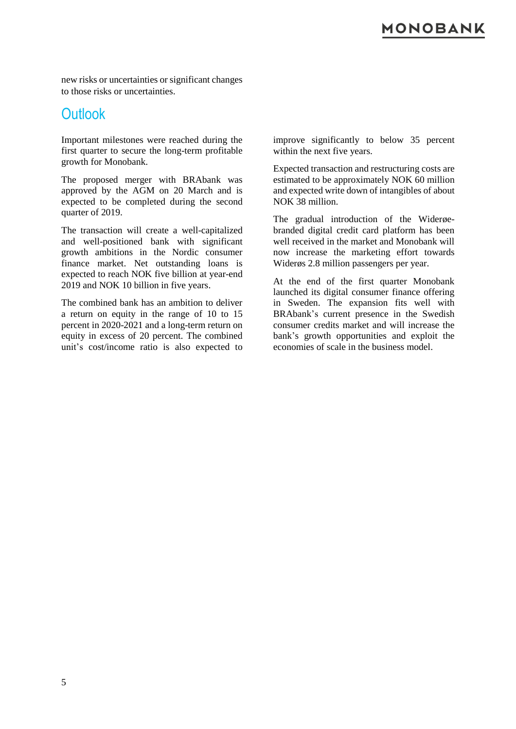new risks or uncertainties or significant changes to those risks or uncertainties.

## Outlook

Important milestones were reached during the first quarter to secure the long-term profitable growth for Monobank.

The proposed merger with BRAbank was approved by the AGM on 20 March and is expected to be completed during the second quarter of 2019.

The transaction will create a well-capitalized and well-positioned bank with significant growth ambitions in the Nordic consumer finance market. Net outstanding loans is expected to reach NOK five billion at year-end 2019 and NOK 10 billion in five years.

The combined bank has an ambition to deliver a return on equity in the range of 10 to 15 percent in 2020-2021 and a long-term return on equity in excess of 20 percent. The combined unit's cost/income ratio is also expected to improve significantly to below 35 percent within the next five years.

Expected transaction and restructuring costs are estimated to be approximately NOK 60 million and expected write down of intangibles of about NOK 38 million.

The gradual introduction of the Widerøe-branded digital credit card platform has been well received in the market and Monobank will now increase the marketing effort towards Widerøs 2.8 million passengers per year.

At the end of the first quarter Monobank launched its digital consumer finance offering in Sweden. The expansion fits well with BRAbank's current presence in the Swedish consumer credits market and will increase the bank's growth opportunities and exploit the economies of scale in the business model.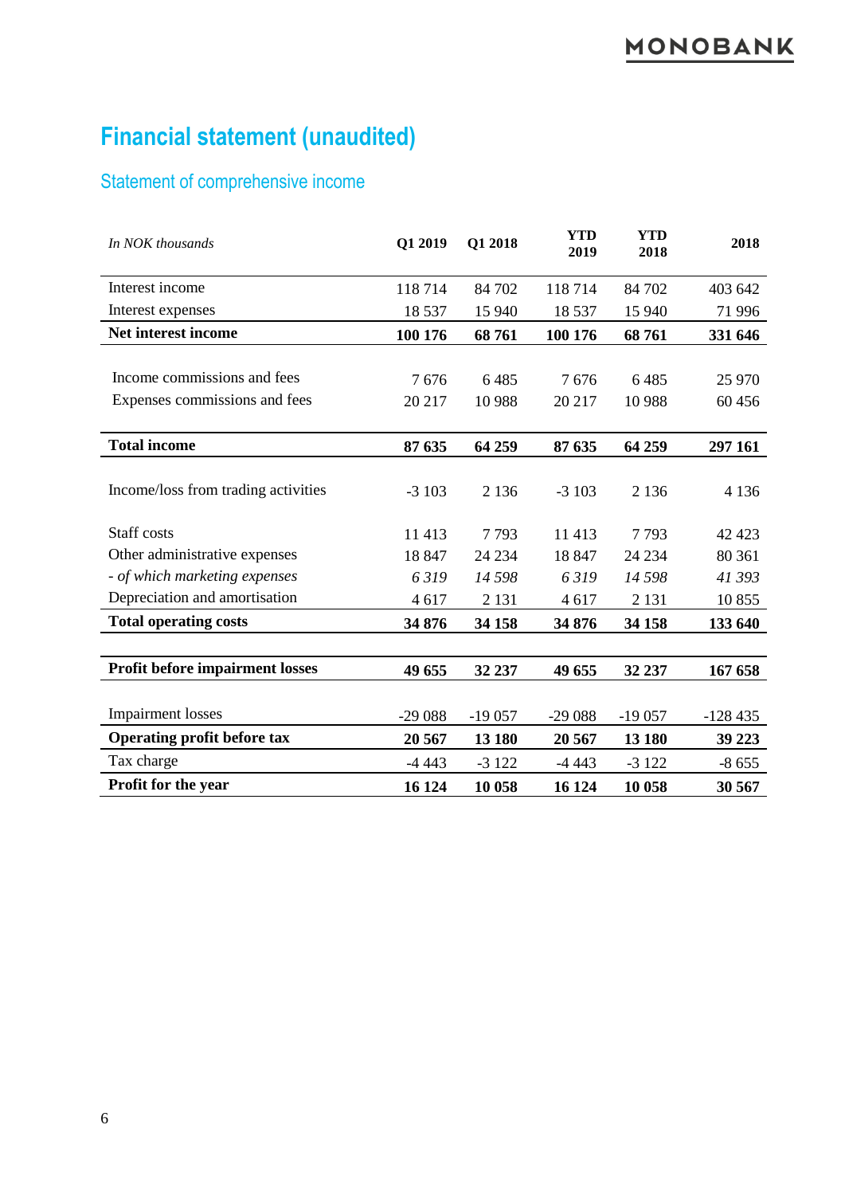# Financial statement (unaudited)

## Statement of comprehensive income

| *In NOK thousands* | Q1 2019 | Q1 2018 | YTD 2019 | YTD 2018 | 2018 |
|---|---|---|---|---|---|
| Interest income | 118 714 | 84 702 | 118 714 | 84 702 | 403 642 |
| Interest expenses | 18 537 | 15 940 | 18 537 | 15 940 | 71 996 |
| **Net interest income** | **100 176** | **68 761** | **100 176** | **68 761** | **331 646** |
| Income commissions and fees | 7 676 | 6 485 | 7 676 | 6 485 | 25 970 |
| Expenses commissions and fees | 20 217 | 10 988 | 20 217 | 10 988 | 60 456 |
| **Total income** | **87 635** | **64 259** | **87 635** | **64 259** | **297 161** |
| Income/loss from trading activities | -3 103 | 2 136 | -3 103 | 2 136 | 4 136 |
| Staff costs | 11 413 | 7 793 | 11 413 | 7 793 | 42 423 |
| Other administrative expenses | 18 847 | 24 234 | 18 847 | 24 234 | 80 361 |
| *- of which marketing expenses* | *6 319* | *14 598* | *6 319* | *14 598* | *41 393* |
| Depreciation and amortisation | 4 617 | 2 131 | 4 617 | 2 131 | 10 855 |
| **Total operating costs** | **34 876** | **34 158** | **34 876** | **34 158** | **133 640** |
| **Profit before impairment losses** | **49 655** | **32 237** | **49 655** | **32 237** | **167 658** |
| Impairment losses | -29 088 | -19 057 | -29 088 | -19 057 | -128 435 |
| **Operating profit before tax** | **20 567** | **13 180** | **20 567** | **13 180** | **39 223** |
| Tax charge | -4 443 | -3 122 | -4 443 | -3 122 | -8 655 |
| **Profit for the year** | **16 124** | **10 058** | **16 124** | **10 058** | **30 567** |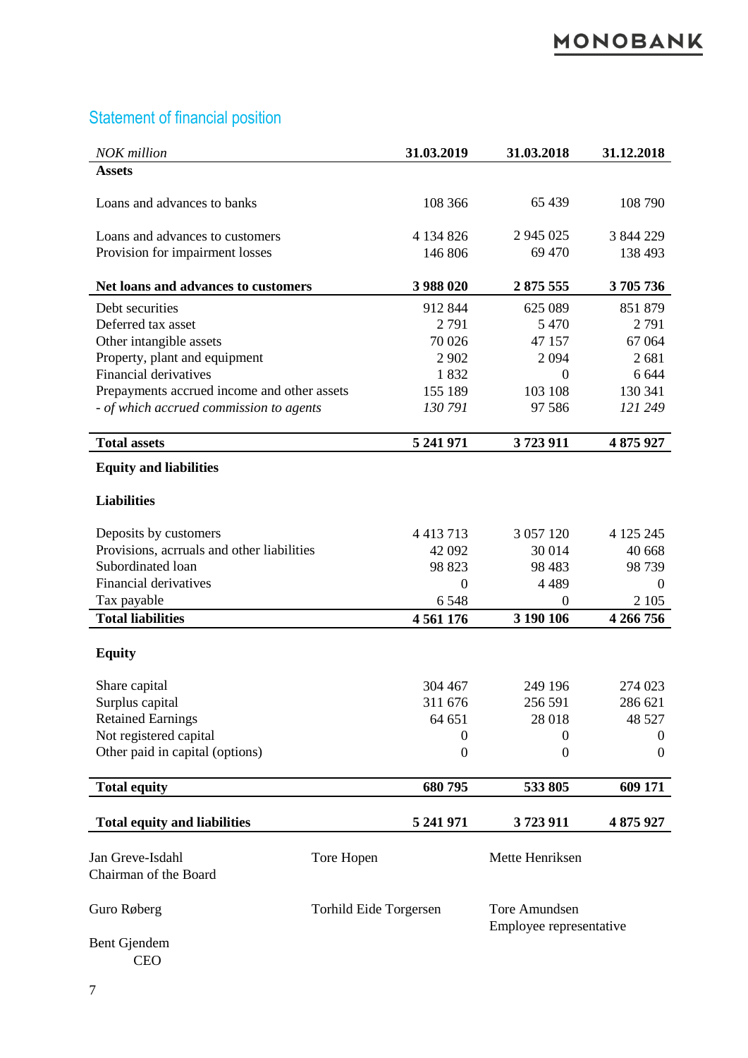## Statement of financial position

| *NOK million* | 31.03.2019 | 31.03.2018 | 31.12.2018 |
|---|---|---|---|
| **Assets** | | | |
| Loans and advances to banks | 108 366 | 65 439 | 108 790 |
| Loans and advances to customers | 4 134 826 | 2 945 025 | 3 844 229 |
| Provision for impairment losses | 146 806 | 69 470 | 138 493 |
| **Net loans and advances to customers** | **3 988 020** | **2 875 555** | **3 705 736** |
| Debt securities | 912 844 | 625 089 | 851 879 |
| Deferred tax asset | 2 791 | 5 470 | 2 791 |
| Other intangible assets | 70 026 | 47 157 | 67 064 |
| Property, plant and equipment | 2 902 | 2 094 | 2 681 |
| Financial derivatives | 1 832 | 0 | 6 644 |
| Prepayments accrued income and other assets | 155 189 | 103 108 | 130 341 |
| *- of which accrued commission to agents* | *130 791* | 97 586 | *121 249* |
| **Total assets** | **5 241 971** | **3 723 911** | **4 875 927** |
| **Equity and liabilities** | | | |
| **Liabilities** | | | |
| Deposits by customers | 4 413 713 | 3 057 120 | 4 125 245 |
| Provisions, acrruals and other liabilities | 42 092 | 30 014 | 40 668 |
| Subordinated loan | 98 823 | 98 483 | 98 739 |
| Financial derivatives | 0 | 4 489 | 0 |
| Tax payable | 6 548 | 0 | 2 105 |
| **Total liabilities** | **4 561 176** | **3 190 106** | **4 266 756** |
| **Equity** | | | |
| Share capital | 304 467 | 249 196 | 274 023 |
| Surplus capital | 311 676 | 256 591 | 286 621 |
| Retained Earnings | 64 651 | 28 018 | 48 527 |
| Not registered capital | 0 | 0 | 0 |
| Other paid in capital (options) | 0 | 0 | 0 |
| **Total equity** | **680 795** | **533 805** | **609 171** |
| **Total equity and liabilities** | **5 241 971** | **3 723 911** | **4 875 927** |

Jan Greve-Isdahl
Chairman of the Board

Tore Hopen

Mette Henriksen

Guro Røberg

Torhild Eide Torgersen

Tore Amundsen
Employee representative

Bent Gjendem
CEO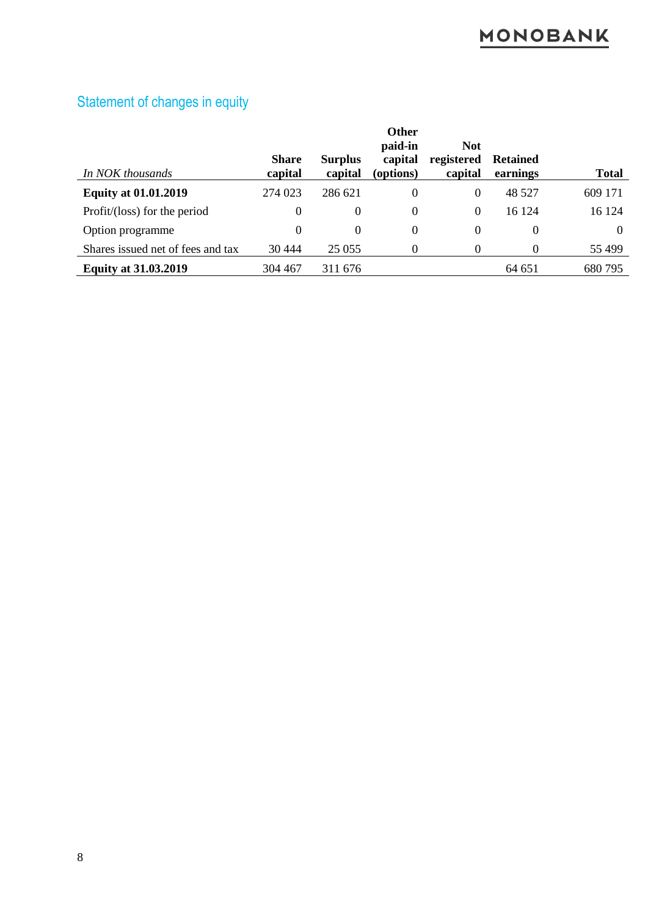## Statement of changes in equity

| *In NOK thousands* | Share capital | Surplus capital | Other paid-in capital (options) | Not registered capital | Retained earnings | Total |
|---|---|---|---|---|---|---|
| **Equity at 01.01.2019** | 274 023 | 286 621 | 0 | 0 | 48 527 | 609 171 |
| Profit/(loss) for the period | 0 | 0 | 0 | 0 | 16 124 | 16 124 |
| Option programme | 0 | 0 | 0 | 0 | 0 | 0 |
| Shares issued net of fees and tax | 30 444 | 25 055 | 0 | 0 | 0 | 55 499 |
| **Equity at 31.03.2019** | 304 467 | 311 676 | | | 64 651 | 680 795 |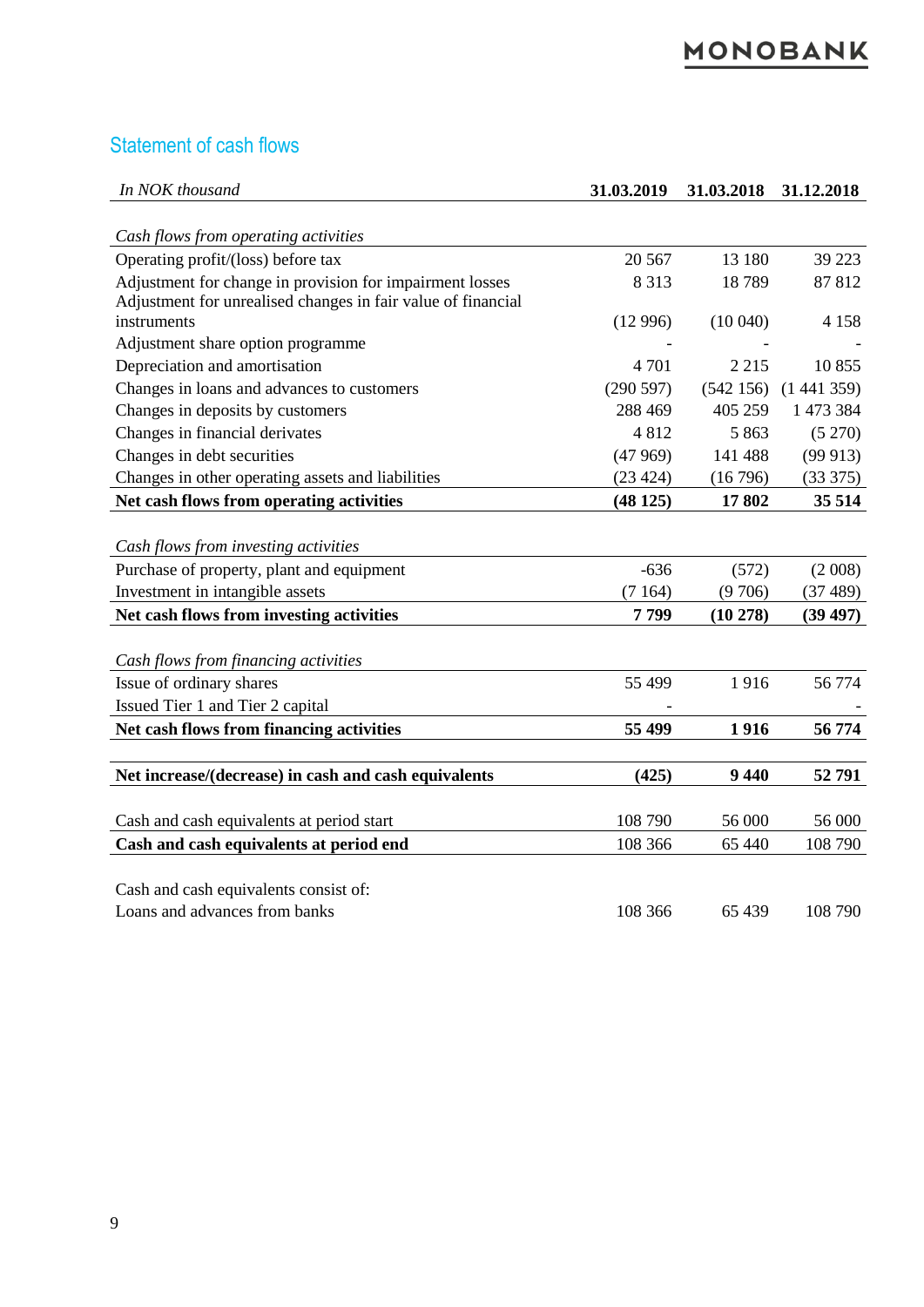## Statement of cash flows

| *In NOK thousand* | **31.03.2019** | **31.03.2018** | **31.12.2018** |
|---|---|---|---|
| *Cash flows from operating activities* | | | |
| Operating profit/(loss) before tax | 20 567 | 13 180 | 39 223 |
| Adjustment for change in provision for impairment losses | 8 313 | 18 789 | 87 812 |
| Adjustment for unrealised changes in fair value of financial instruments | (12 996) | (10 040) | 4 158 |
| Adjustment share option programme | - | - | - |
| Depreciation and amortisation | 4 701 | 2 215 | 10 855 |
| Changes in loans and advances to customers | (290 597) | (542 156) | (1 441 359) |
| Changes in deposits by customers | 288 469 | 405 259 | 1 473 384 |
| Changes in financial derivates | 4 812 | 5 863 | (5 270) |
| Changes in debt securities | (47 969) | 141 488 | (99 913) |
| Changes in other operating assets and liabilities | (23 424) | (16 796) | (33 375) |
| **Net cash flows from operating activities** | **(48 125)** | **17 802** | **35 514** |
| | | | |
| *Cash flows from investing activities* | | | |
| Purchase of property, plant and equipment | -636 | (572) | (2 008) |
| Investment in intangible assets | (7 164) | (9 706) | (37 489) |
| **Net cash flows from investing activities** | **7 799** | **(10 278)** | **(39 497)** |
| | | | |
| *Cash flows from financing activities* | | | |
| Issue of ordinary shares | 55 499 | 1 916 | 56 774 |
| Issued Tier 1 and Tier 2 capital | - | | - |
| **Net cash flows from financing activities** | **55 499** | **1 916** | **56 774** |
| | | | |
| **Net increase/(decrease) in cash and cash equivalents** | **(425)** | **9 440** | **52 791** |
| | | | |
| Cash and cash equivalents at period start | 108 790 | 56 000 | 56 000 |
| **Cash and cash equivalents at period end** | 108 366 | 65 440 | 108 790 |
| | | | |
| Cash and cash equivalents consist of: | | | |
| Loans and advances from banks | 108 366 | 65 439 | 108 790 |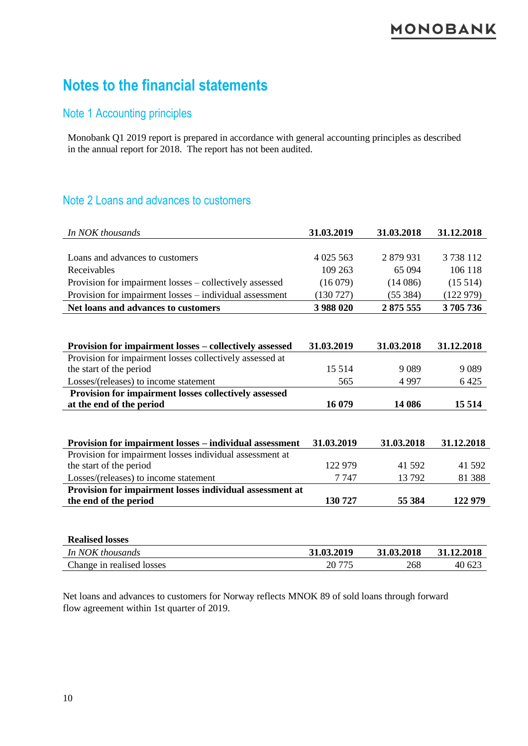# Notes to the financial statements

## Note 1 Accounting principles

Monobank Q1 2019 report is prepared in accordance with general accounting principles as described in the annual report for 2018. The report has not been audited.

## Note 2 Loans and advances to customers

| *In NOK thousands* | **31.03.2019** | **31.03.2018** | **31.12.2018** |
|---|---|---|---|
| Loans and advances to customers | 4 025 563 | 2 879 931 | 3 738 112 |
| Receivables | 109 263 | 65 094 | 106 118 |
| Provision for impairment losses – collectively assessed | (16 079) | (14 086) | (15 514) |
| Provision for impairment losses – individual assessment | (130 727) | (55 384) | (122 979) |
| **Net loans and advances to customers** | **3 988 020** | **2 875 555** | **3 705 736** |

| **Provision for impairment losses – collectively assessed** | **31.03.2019** | **31.03.2018** | **31.12.2018** |
|---|---|---|---|
| Provision for impairment losses collectively assessed at the start of the period | 15 514 | 9 089 | 9 089 |
| Losses/(releases) to income statement | 565 | 4 997 | 6 425 |
| **Provision for impairment losses collectively assessed at the end of the period** | **16 079** | **14 086** | **15 514** |

| **Provision for impairment losses – individual assessment** | **31.03.2019** | **31.03.2018** | **31.12.2018** |
|---|---|---|---|
| Provision for impairment losses individual assessment at the start of the period | 122 979 | 41 592 | 41 592 |
| Losses/(releases) to income statement | 7 747 | 13 792 | 81 388 |
| **Provision for impairment losses individual assessment at the end of the period** | **130 727** | **55 384** | **122 979** |

**Realised losses**

| *In NOK thousands* | **31.03.2019** | **31.03.2018** | **31.12.2018** |
|---|---|---|---|
| Change in realised losses | 20 775 | 268 | 40 623 |

Net loans and advances to customers for Norway reflects MNOK 89 of sold loans through forward flow agreement within 1st quarter of 2019.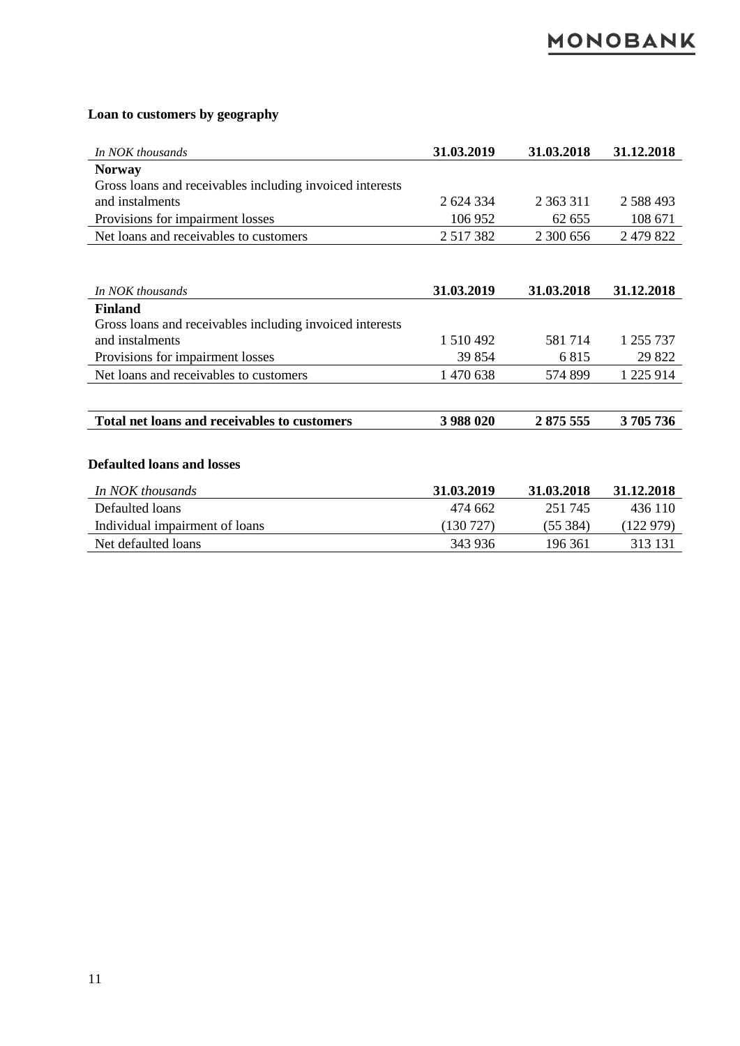### Loan to customers by geography

| *In NOK thousands* | 31.03.2019 | 31.03.2018 | 31.12.2018 |
|---|---|---|---|
| **Norway** | | | |
| Gross loans and receivables including invoiced interests and instalments | 2 624 334 | 2 363 311 | 2 588 493 |
| Provisions for impairment losses | 106 952 | 62 655 | 108 671 |
| Net loans and receivables to customers | 2 517 382 | 2 300 656 | 2 479 822 |

| *In NOK thousands* | 31.03.2019 | 31.03.2018 | 31.12.2018 |
|---|---|---|---|
| **Finland** | | | |
| Gross loans and receivables including invoiced interests and instalments | 1 510 492 | 581 714 | 1 255 737 |
| Provisions for impairment losses | 39 854 | 6 815 | 29 822 |
| Net loans and receivables to customers | 1 470 638 | 574 899 | 1 225 914 |
| | | | |
| **Total net loans and receivables to customers** | **3 988 020** | **2 875 555** | **3 705 736** |

### Defaulted loans and losses

| *In NOK thousands* | 31.03.2019 | 31.03.2018 | 31.12.2018 |
|---|---|---|---|
| Defaulted loans | 474 662 | 251 745 | 436 110 |
| Individual impairment of loans | (130 727) | (55 384) | (122 979) |
| Net defaulted loans | 343 936 | 196 361 | 313 131 |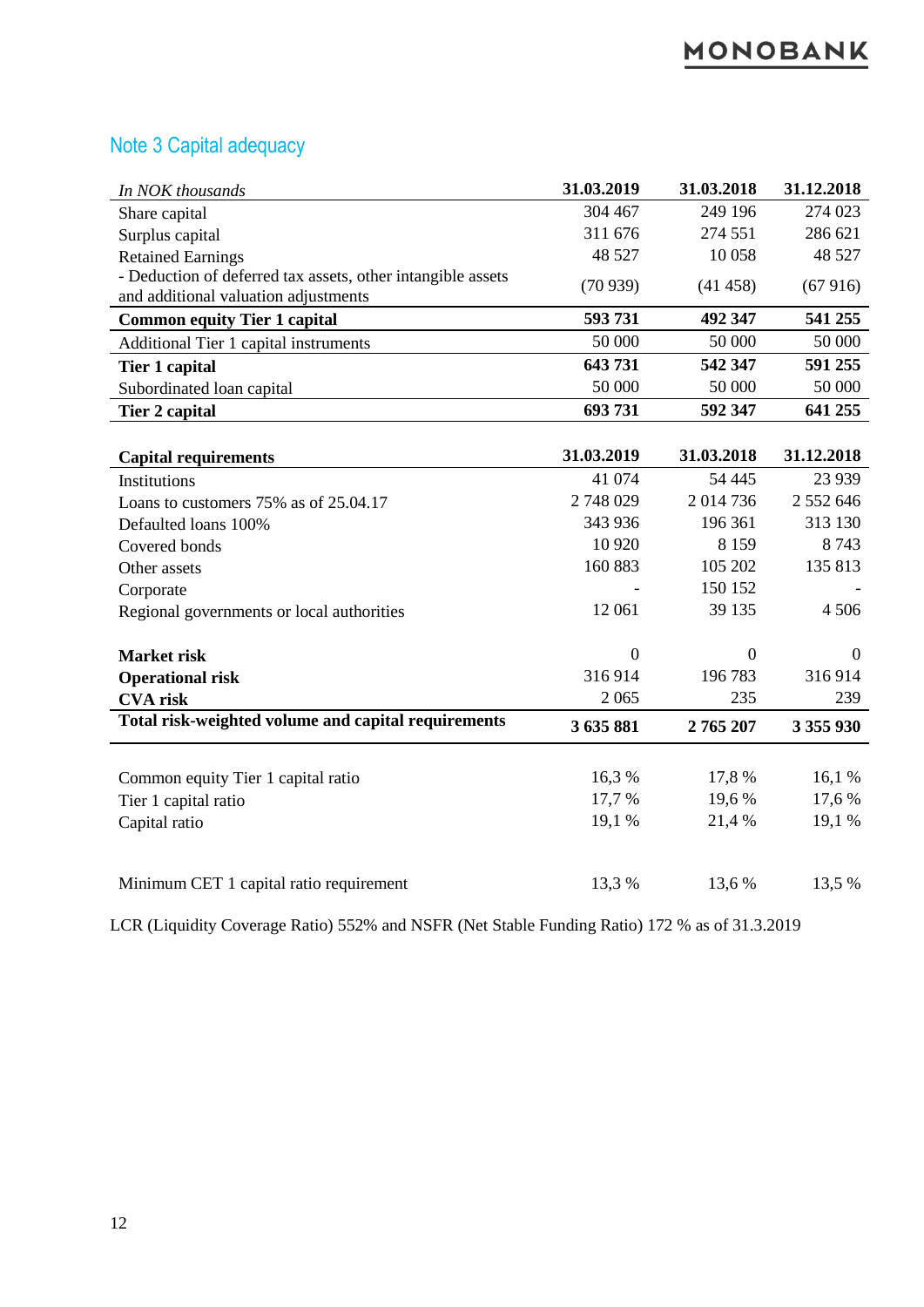## Note 3 Capital adequacy

| *In NOK thousands* | **31.03.2019** | **31.03.2018** | **31.12.2018** |
|---|---|---|---|
| Share capital | 304 467 | 249 196 | 274 023 |
| Surplus capital | 311 676 | 274 551 | 286 621 |
| Retained Earnings | 48 527 | 10 058 | 48 527 |
| - Deduction of deferred tax assets, other intangible assets and additional valuation adjustments | (70 939) | (41 458) | (67 916) |
| **Common equity Tier 1 capital** | **593 731** | **492 347** | **541 255** |
| Additional Tier 1 capital instruments | 50 000 | 50 000 | 50 000 |
| **Tier 1 capital** | **643 731** | **542 347** | **591 255** |
| Subordinated loan capital | 50 000 | 50 000 | 50 000 |
| **Tier 2 capital** | **693 731** | **592 347** | **641 255** |

| **Capital requirements** | **31.03.2019** | **31.03.2018** | **31.12.2018** |
|---|---|---|---|
| Institutions | 41 074 | 54 445 | 23 939 |
| Loans to customers 75% as of 25.04.17 | 2 748 029 | 2 014 736 | 2 552 646 |
| Defaulted loans 100% | 343 936 | 196 361 | 313 130 |
| Covered bonds | 10 920 | 8 159 | 8 743 |
| Other assets | 160 883 | 105 202 | 135 813 |
| Corporate | - | 150 152 | - |
| Regional governments or local authorities | 12 061 | 39 135 | 4 506 |
| **Market risk** | 0 | 0 | 0 |
| **Operational risk** | 316 914 | 196 783 | 316 914 |
| **CVA risk** | 2 065 | 235 | 239 |
| **Total risk-weighted volume and capital requirements** | **3 635 881** | **2 765 207** | **3 355 930** |

| | | | |
|---|---|---|---|
| Common equity Tier 1 capital ratio | 16,3 % | 17,8 % | 16,1 % |
| Tier 1 capital ratio | 17,7 % | 19,6 % | 17,6 % |
| Capital ratio | 19,1 % | 21,4 % | 19,1 % |
| Minimum CET 1 capital ratio requirement | 13,3 % | 13,6 % | 13,5 % |

LCR (Liquidity Coverage Ratio) 552% and NSFR (Net Stable Funding Ratio) 172 % as of 31.3.2019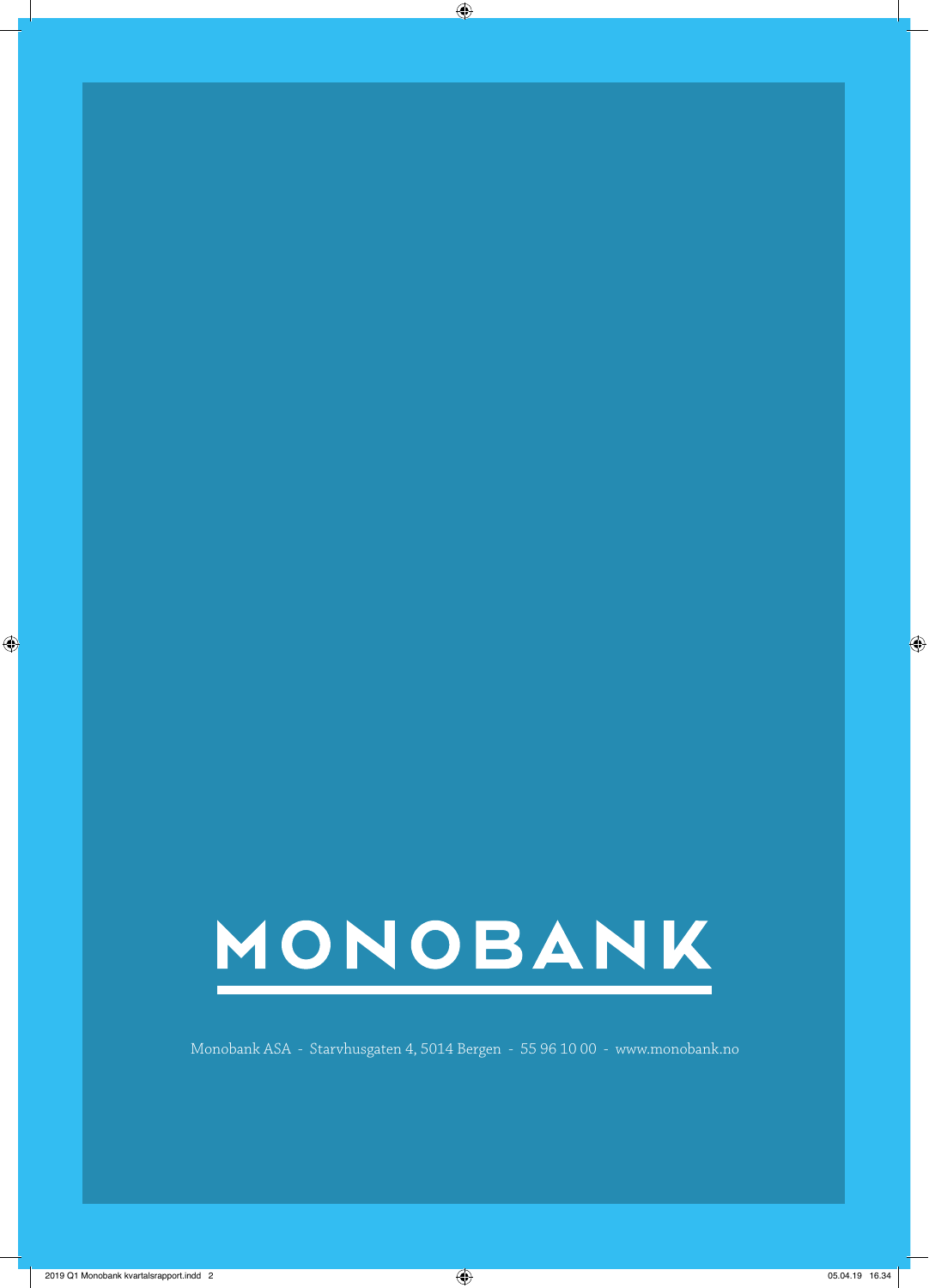MONOBANK

Monobank ASA - Starvhusgaten 4, 5014 Bergen - 55 96 10 00 - www.monobank.no